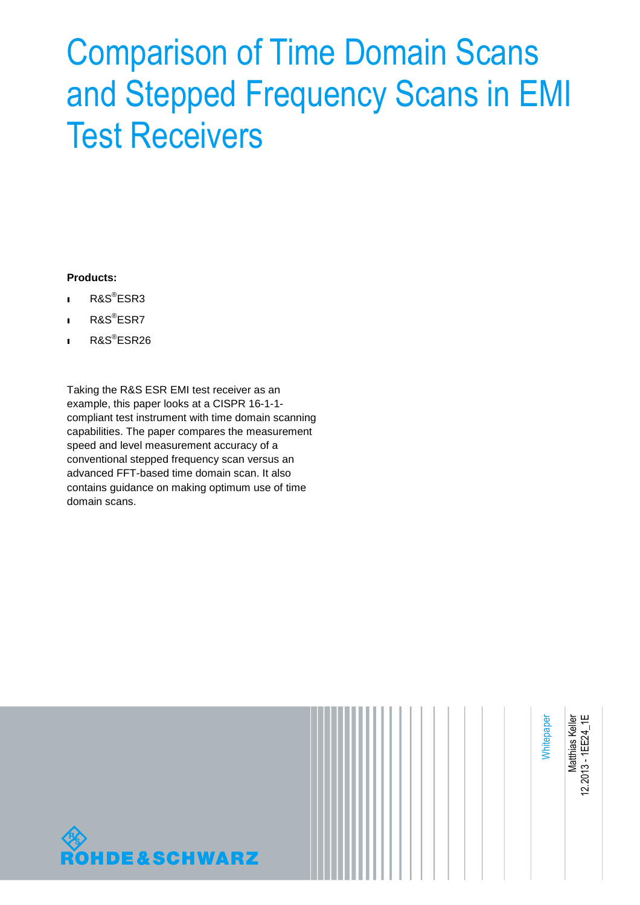# Comparison of Time Domain Scans and Stepped Frequency Scans in EMI Test Receivers

**Products:**

- R&S®ESR3
- R&S®ESR7
- R&S®ESR26

Taking the R&S ESR EMI test receiver as an example, this paper looks at a CISPR 16-1-1-compliant test instrument with time domain scanning capabilities. The paper compares the measurement speed and level measurement accuracy of a conventional stepped frequency scan versus an advanced FFT-based time domain scan. It also contains guidance on making optimum use of time domain scans.

Whitepaper

Matthias Keller
12.2013 - 1EE24_1E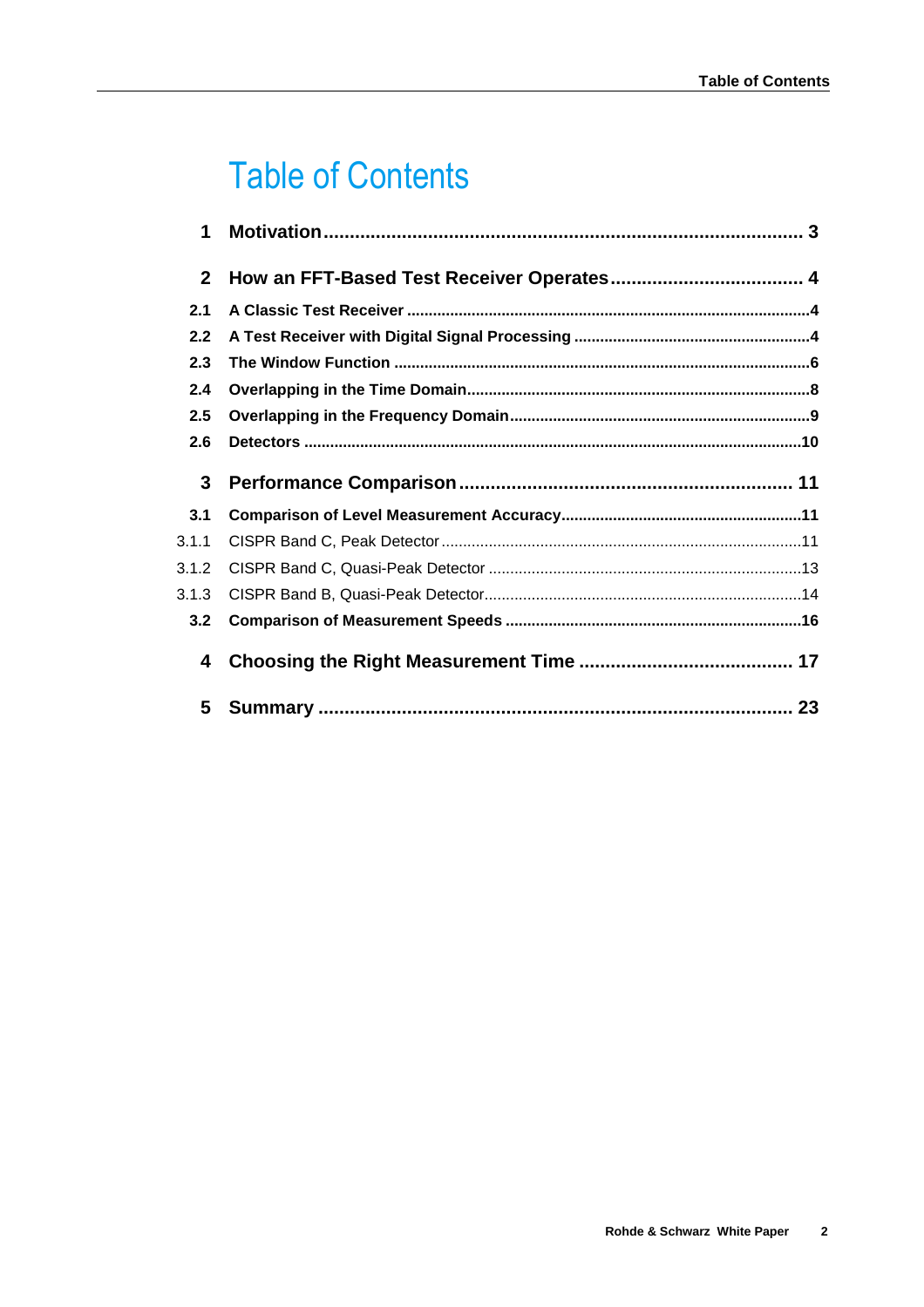# Table of Contents

| | | |
|---|---|---|
| **1** | **Motivation** | **3** |
| **2** | **How an FFT-Based Test Receiver Operates** | **4** |
| **2.1** | **A Classic Test Receiver** | **4** |
| **2.2** | **A Test Receiver with Digital Signal Processing** | **4** |
| **2.3** | **The Window Function** | **6** |
| **2.4** | **Overlapping in the Time Domain** | **8** |
| **2.5** | **Overlapping in the Frequency Domain** | **9** |
| **2.6** | **Detectors** | **10** |
| **3** | **Performance Comparison** | **11** |
| **3.1** | **Comparison of Level Measurement Accuracy** | **11** |
| 3.1.1 | CISPR Band C, Peak Detector | 11 |
| 3.1.2 | CISPR Band C, Quasi-Peak Detector | 13 |
| 3.1.3 | CISPR Band B, Quasi-Peak Detector | 14 |
| **3.2** | **Comparison of Measurement Speeds** | **16** |
| **4** | **Choosing the Right Measurement Time** | **17** |
| **5** | **Summary** | **23** |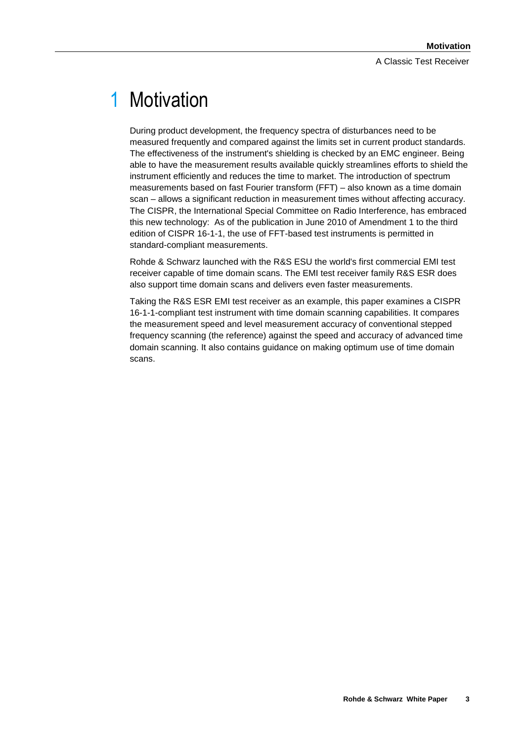# 1 Motivation

During product development, the frequency spectra of disturbances need to be measured frequently and compared against the limits set in current product standards. The effectiveness of the instrument's shielding is checked by an EMC engineer. Being able to have the measurement results available quickly streamlines efforts to shield the instrument efficiently and reduces the time to market. The introduction of spectrum measurements based on fast Fourier transform (FFT) – also known as a time domain scan – allows a significant reduction in measurement times without affecting accuracy. The CISPR, the International Special Committee on Radio Interference, has embraced this new technology: As of the publication in June 2010 of Amendment 1 to the third edition of CISPR 16-1-1, the use of FFT-based test instruments is permitted in standard-compliant measurements.

Rohde & Schwarz launched with the R&S ESU the world's first commercial EMI test receiver capable of time domain scans. The EMI test receiver family R&S ESR does also support time domain scans and delivers even faster measurements.

Taking the R&S ESR EMI test receiver as an example, this paper examines a CISPR 16-1-1-compliant test instrument with time domain scanning capabilities. It compares the measurement speed and level measurement accuracy of conventional stepped frequency scanning (the reference) against the speed and accuracy of advanced time domain scanning. It also contains guidance on making optimum use of time domain scans.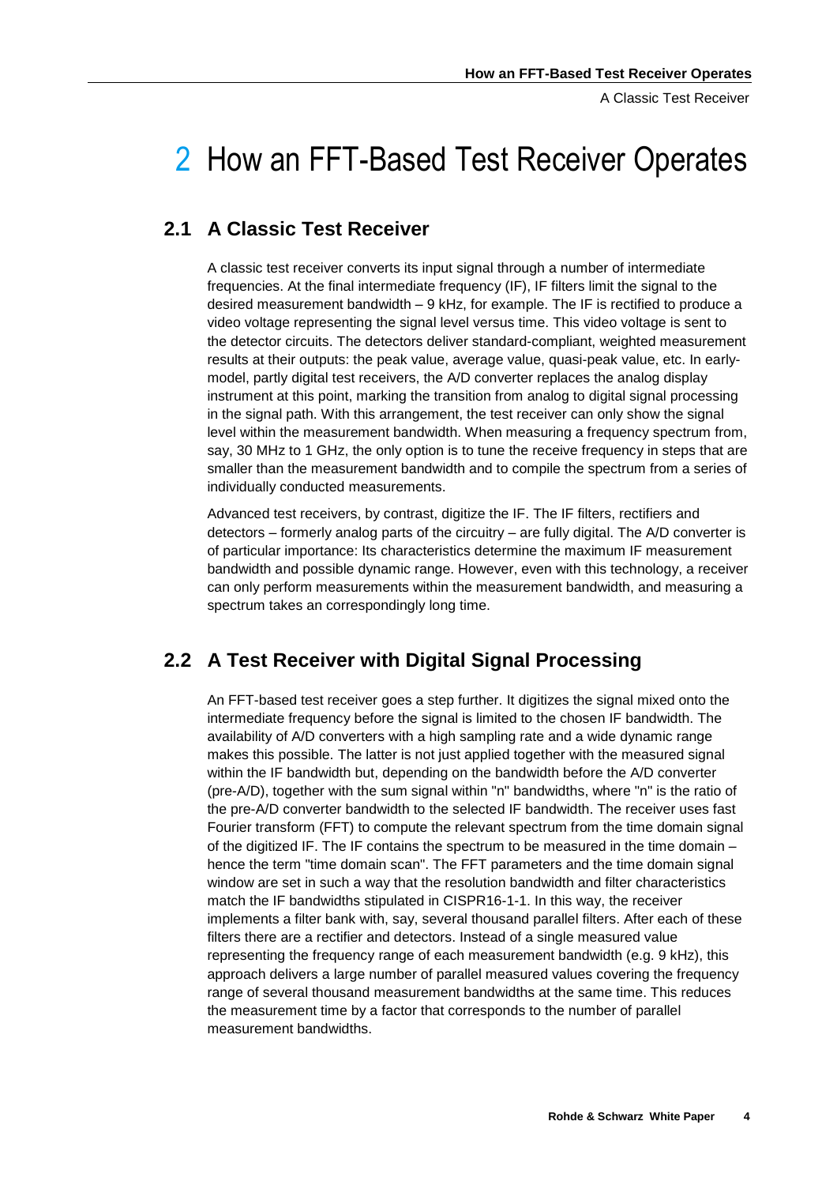# 2 How an FFT-Based Test Receiver Operates

## 2.1 A Classic Test Receiver

A classic test receiver converts its input signal through a number of intermediate frequencies. At the final intermediate frequency (IF), IF filters limit the signal to the desired measurement bandwidth – 9 kHz, for example. The IF is rectified to produce a video voltage representing the signal level versus time. This video voltage is sent to the detector circuits. The detectors deliver standard-compliant, weighted measurement results at their outputs: the peak value, average value, quasi-peak value, etc. In early-model, partly digital test receivers, the A/D converter replaces the analog display instrument at this point, marking the transition from analog to digital signal processing in the signal path. With this arrangement, the test receiver can only show the signal level within the measurement bandwidth. When measuring a frequency spectrum from, say, 30 MHz to 1 GHz, the only option is to tune the receive frequency in steps that are smaller than the measurement bandwidth and to compile the spectrum from a series of individually conducted measurements.

Advanced test receivers, by contrast, digitize the IF. The IF filters, rectifiers and detectors – formerly analog parts of the circuitry – are fully digital. The A/D converter is of particular importance: Its characteristics determine the maximum IF measurement bandwidth and possible dynamic range. However, even with this technology, a receiver can only perform measurements within the measurement bandwidth, and measuring a spectrum takes an correspondingly long time.

## 2.2 A Test Receiver with Digital Signal Processing

An FFT-based test receiver goes a step further. It digitizes the signal mixed onto the intermediate frequency before the signal is limited to the chosen IF bandwidth. The availability of A/D converters with a high sampling rate and a wide dynamic range makes this possible. The latter is not just applied together with the measured signal within the IF bandwidth but, depending on the bandwidth before the A/D converter (pre-A/D), together with the sum signal within "n" bandwidths, where "n" is the ratio of the pre-A/D converter bandwidth to the selected IF bandwidth. The receiver uses fast Fourier transform (FFT) to compute the relevant spectrum from the time domain signal of the digitized IF. The IF contains the spectrum to be measured in the time domain – hence the term "time domain scan". The FFT parameters and the time domain signal window are set in such a way that the resolution bandwidth and filter characteristics match the IF bandwidths stipulated in CISPR16-1-1. In this way, the receiver implements a filter bank with, say, several thousand parallel filters. After each of these filters there are a rectifier and detectors. Instead of a single measured value representing the frequency range of each measurement bandwidth (e.g. 9 kHz), this approach delivers a large number of parallel measured values covering the frequency range of several thousand measurement bandwidths at the same time. This reduces the measurement time by a factor that corresponds to the number of parallel measurement bandwidths.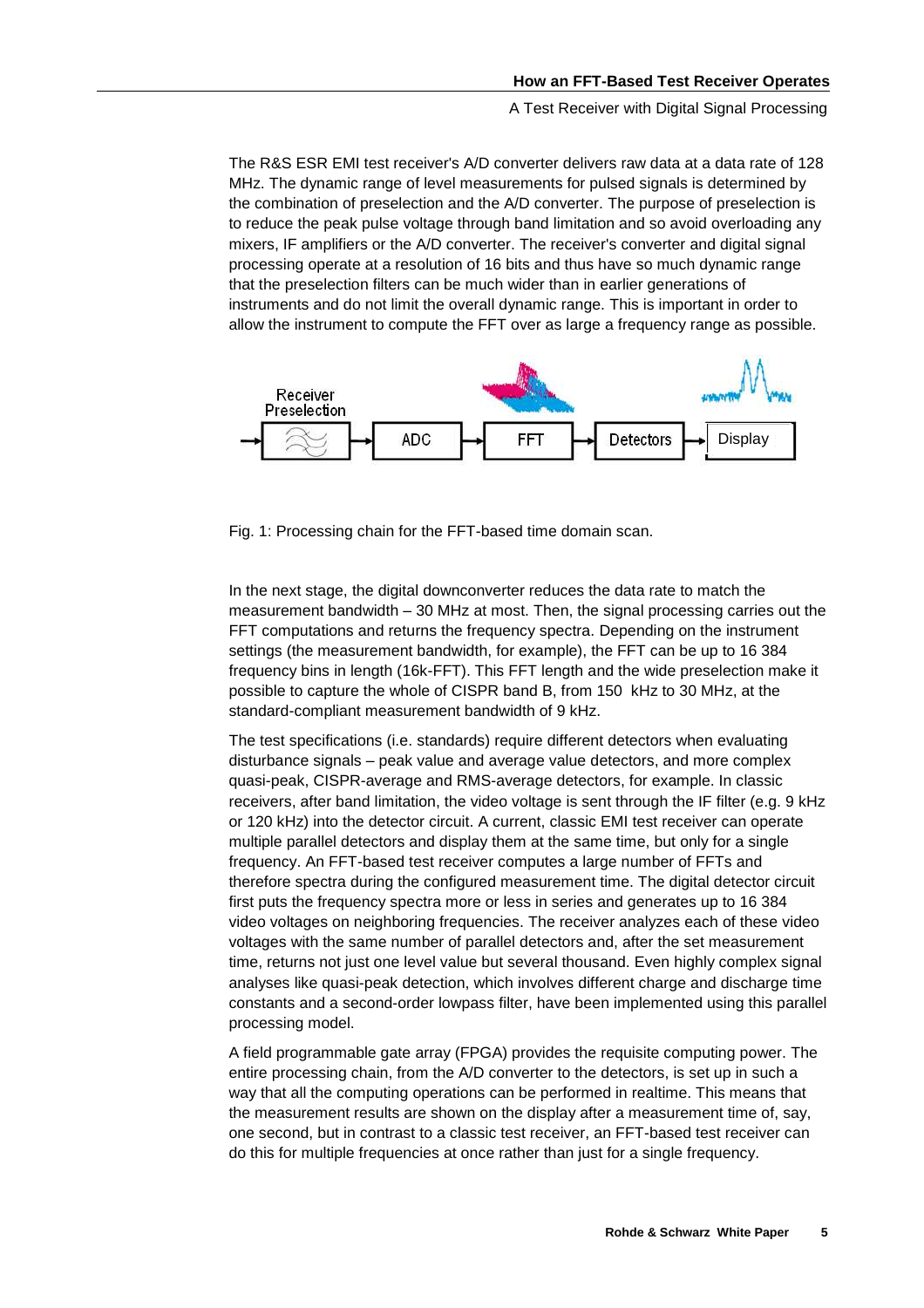The R&S ESR EMI test receiver's A/D converter delivers raw data at a data rate of 128 MHz. The dynamic range of level measurements for pulsed signals is determined by the combination of preselection and the A/D converter. The purpose of preselection is to reduce the peak pulse voltage through band limitation and so avoid overloading any mixers, IF amplifiers or the A/D converter. The receiver's converter and digital signal processing operate at a resolution of 16 bits and thus have so much dynamic range that the preselection filters can be much wider than in earlier generations of instruments and do not limit the overall dynamic range. This is important in order to allow the instrument to compute the FFT over as large a frequency range as possible.

Fig. 1: Processing chain for the FFT-based time domain scan.

In the next stage, the digital downconverter reduces the data rate to match the measurement bandwidth – 30 MHz at most. Then, the signal processing carries out the FFT computations and returns the frequency spectra. Depending on the instrument settings (the measurement bandwidth, for example), the FFT can be up to 16 384 frequency bins in length (16k-FFT). This FFT length and the wide preselection make it possible to capture the whole of CISPR band B, from 150 kHz to 30 MHz, at the standard-compliant measurement bandwidth of 9 kHz.

The test specifications (i.e. standards) require different detectors when evaluating disturbance signals – peak value and average value detectors, and more complex quasi-peak, CISPR-average and RMS-average detectors, for example. In classic receivers, after band limitation, the video voltage is sent through the IF filter (e.g. 9 kHz or 120 kHz) into the detector circuit. A current, classic EMI test receiver can operate multiple parallel detectors and display them at the same time, but only for a single frequency. An FFT-based test receiver computes a large number of FFTs and therefore spectra during the configured measurement time. The digital detector circuit first puts the frequency spectra more or less in series and generates up to 16 384 video voltages on neighboring frequencies. The receiver analyzes each of these video voltages with the same number of parallel detectors and, after the set measurement time, returns not just one level value but several thousand. Even highly complex signal analyses like quasi-peak detection, which involves different charge and discharge time constants and a second-order lowpass filter, have been implemented using this parallel processing model.

A field programmable gate array (FPGA) provides the requisite computing power. The entire processing chain, from the A/D converter to the detectors, is set up in such a way that all the computing operations can be performed in realtime. This means that the measurement results are shown on the display after a measurement time of, say, one second, but in contrast to a classic test receiver, an FFT-based test receiver can do this for multiple frequencies at once rather than just for a single frequency.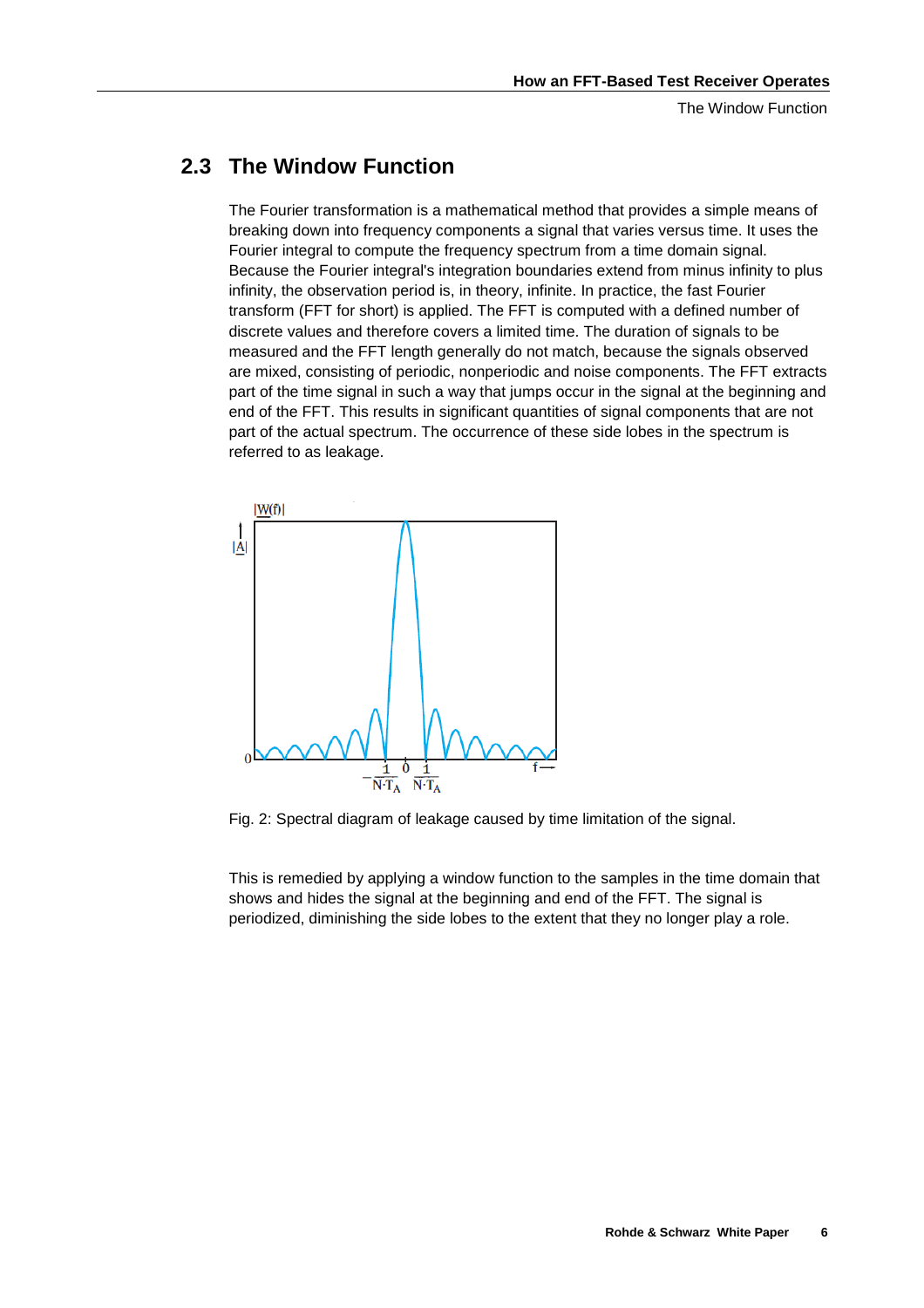## 2.3 The Window Function

The Fourier transformation is a mathematical method that provides a simple means of breaking down into frequency components a signal that varies versus time. It uses the Fourier integral to compute the frequency spectrum from a time domain signal. Because the Fourier integral's integration boundaries extend from minus infinity to plus infinity, the observation period is, in theory, infinite. In practice, the fast Fourier transform (FFT for short) is applied. The FFT is computed with a defined number of discrete values and therefore covers a limited time. The duration of signals to be measured and the FFT length generally do not match, because the signals observed are mixed, consisting of periodic, nonperiodic and noise components. The FFT extracts part of the time signal in such a way that jumps occur in the signal at the beginning and end of the FFT. This results in significant quantities of signal components that are not part of the actual spectrum. The occurrence of these side lobes in the spectrum is referred to as leakage.

Fig. 2: Spectral diagram of leakage caused by time limitation of the signal.

This is remedied by applying a window function to the samples in the time domain that shows and hides the signal at the beginning and end of the FFT. The signal is periodized, diminishing the side lobes to the extent that they no longer play a role.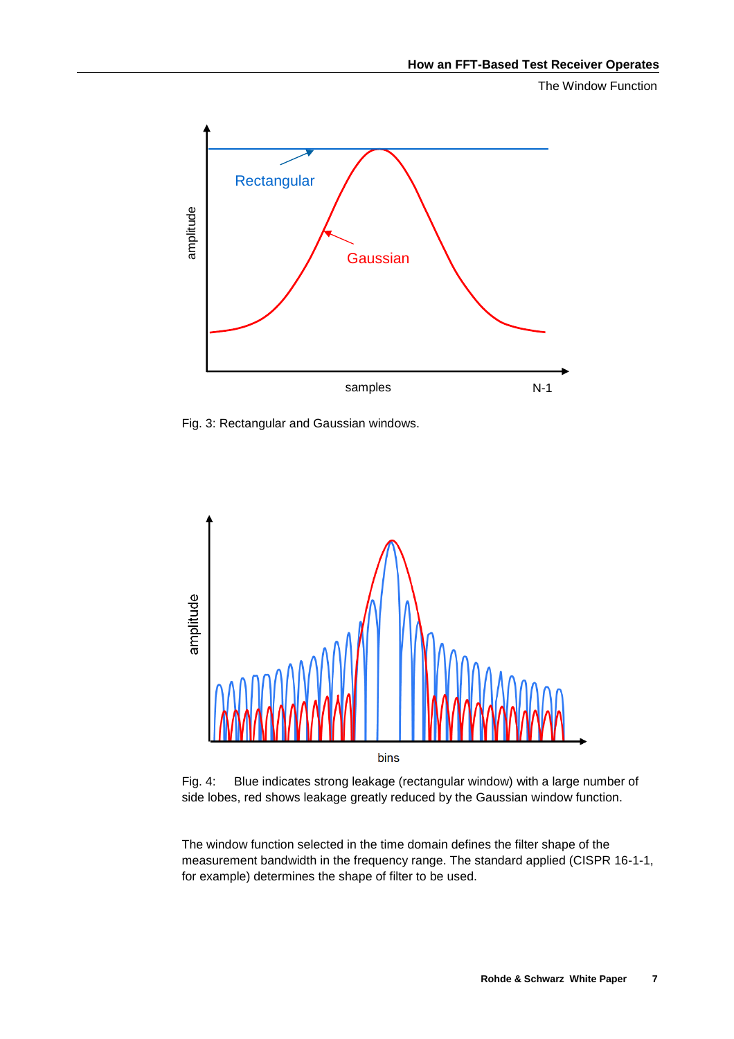Fig. 3: Rectangular and Gaussian windows.

Fig. 4: Blue indicates strong leakage (rectangular window) with a large number of side lobes, red shows leakage greatly reduced by the Gaussian window function.

The window function selected in the time domain defines the filter shape of the measurement bandwidth in the frequency range. The standard applied (CISPR 16-1-1, for example) determines the shape of filter to be used.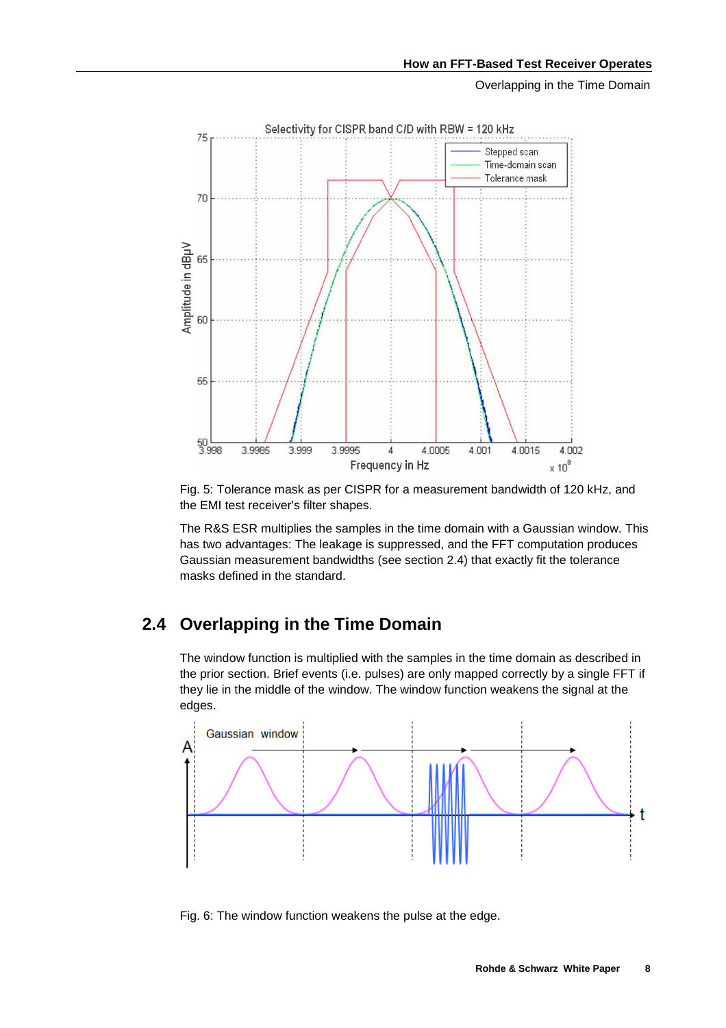Fig. 5: Tolerance mask as per CISPR for a measurement bandwidth of 120 kHz, and the EMI test receiver's filter shapes.

The R&S ESR multiplies the samples in the time domain with a Gaussian window. This has two advantages: The leakage is suppressed, and the FFT computation produces Gaussian measurement bandwidths (see section 2.4) that exactly fit the tolerance masks defined in the standard.

## 2.4 Overlapping in the Time Domain

The window function is multiplied with the samples in the time domain as described in the prior section. Brief events (i.e. pulses) are only mapped correctly by a single FFT if they lie in the middle of the window. The window function weakens the signal at the edges.

Fig. 6: The window function weakens the pulse at the edge.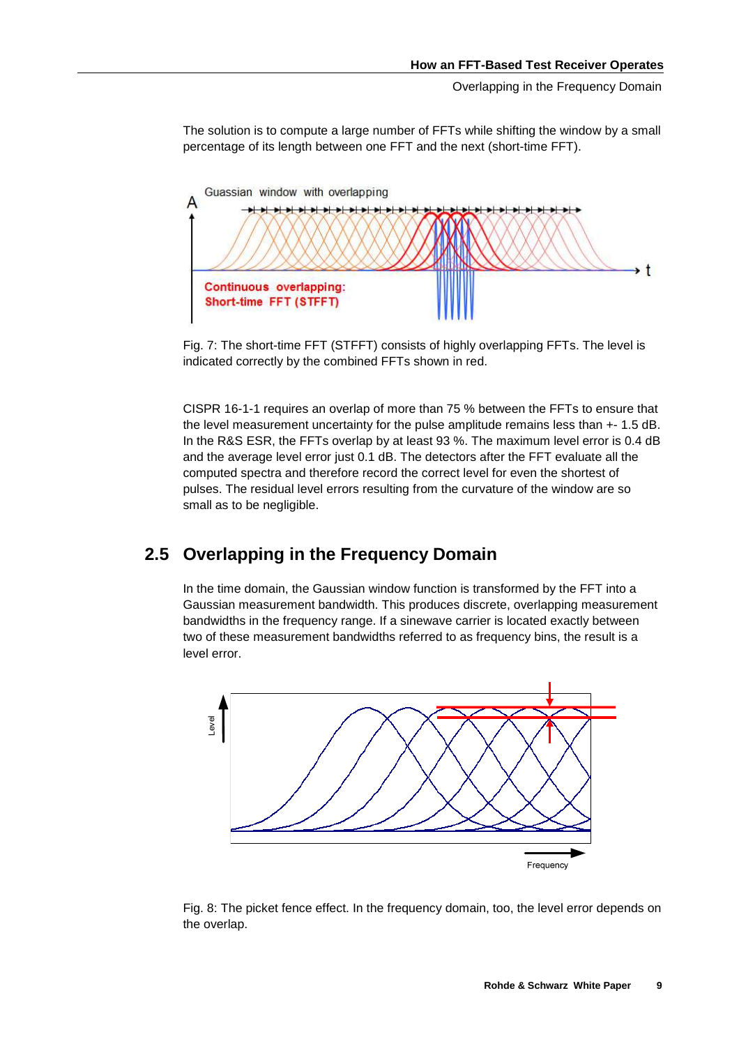The solution is to compute a large number of FFTs while shifting the window by a small percentage of its length between one FFT and the next (short-time FFT).

Fig. 7: The short-time FFT (STFFT) consists of highly overlapping FFTs. The level is indicated correctly by the combined FFTs shown in red.

CISPR 16-1-1 requires an overlap of more than 75 % between the FFTs to ensure that the level measurement uncertainty for the pulse amplitude remains less than +- 1.5 dB. In the R&S ESR, the FFTs overlap by at least 93 %. The maximum level error is 0.4 dB and the average level error just 0.1 dB. The detectors after the FFT evaluate all the computed spectra and therefore record the correct level for even the shortest of pulses. The residual level errors resulting from the curvature of the window are so small as to be negligible.

## 2.5 Overlapping in the Frequency Domain

In the time domain, the Gaussian window function is transformed by the FFT into a Gaussian measurement bandwidth. This produces discrete, overlapping measurement bandwidths in the frequency range. If a sinewave carrier is located exactly between two of these measurement bandwidths referred to as frequency bins, the result is a level error.

Fig. 8: The picket fence effect. In the frequency domain, too, the level error depends on the overlap.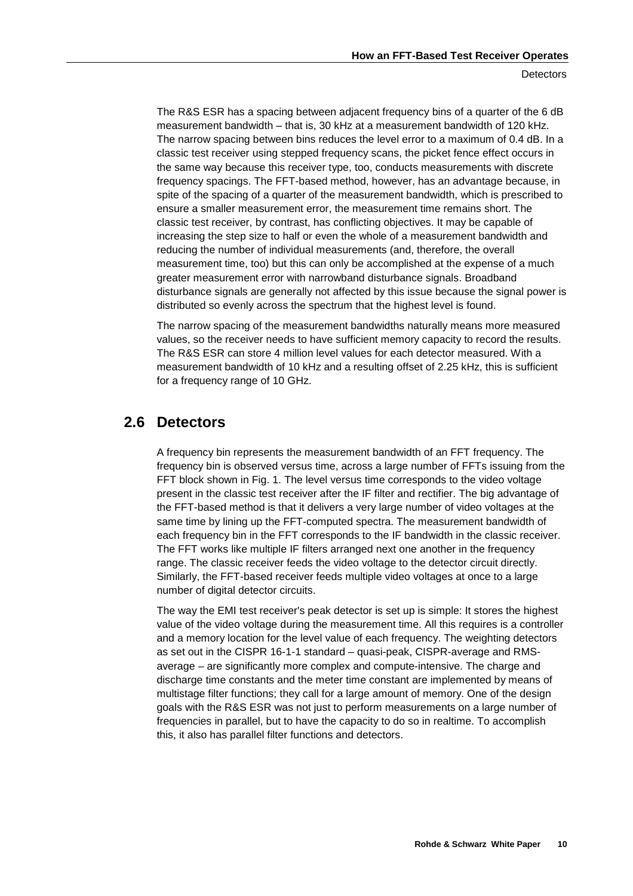The R&S ESR has a spacing between adjacent frequency bins of a quarter of the 6 dB measurement bandwidth – that is, 30 kHz at a measurement bandwidth of 120 kHz. The narrow spacing between bins reduces the level error to a maximum of 0.4 dB. In a classic test receiver using stepped frequency scans, the picket fence effect occurs in the same way because this receiver type, too, conducts measurements with discrete frequency spacings. The FFT-based method, however, has an advantage because, in spite of the spacing of a quarter of the measurement bandwidth, which is prescribed to ensure a smaller measurement error, the measurement time remains short. The classic test receiver, by contrast, has conflicting objectives. It may be capable of increasing the step size to half or even the whole of a measurement bandwidth and reducing the number of individual measurements (and, therefore, the overall measurement time, too) but this can only be accomplished at the expense of a much greater measurement error with narrowband disturbance signals. Broadband disturbance signals are generally not affected by this issue because the signal power is distributed so evenly across the spectrum that the highest level is found.

The narrow spacing of the measurement bandwidths naturally means more measured values, so the receiver needs to have sufficient memory capacity to record the results. The R&S ESR can store 4 million level values for each detector measured. With a measurement bandwidth of 10 kHz and a resulting offset of 2.25 kHz, this is sufficient for a frequency range of 10 GHz.

## 2.6 Detectors

A frequency bin represents the measurement bandwidth of an FFT frequency. The frequency bin is observed versus time, across a large number of FFTs issuing from the FFT block shown in Fig. 1. The level versus time corresponds to the video voltage present in the classic test receiver after the IF filter and rectifier. The big advantage of the FFT-based method is that it delivers a very large number of video voltages at the same time by lining up the FFT-computed spectra. The measurement bandwidth of each frequency bin in the FFT corresponds to the IF bandwidth in the classic receiver. The FFT works like multiple IF filters arranged next one another in the frequency range. The classic receiver feeds the video voltage to the detector circuit directly. Similarly, the FFT-based receiver feeds multiple video voltages at once to a large number of digital detector circuits.

The way the EMI test receiver's peak detector is set up is simple: It stores the highest value of the video voltage during the measurement time. All this requires is a controller and a memory location for the level value of each frequency. The weighting detectors as set out in the CISPR 16-1-1 standard – quasi-peak, CISPR-average and RMS-average – are significantly more complex and compute-intensive. The charge and discharge time constants and the meter time constant are implemented by means of multistage filter functions; they call for a large amount of memory. One of the design goals with the R&S ESR was not just to perform measurements on a large number of frequencies in parallel, but to have the capacity to do so in realtime. To accomplish this, it also has parallel filter functions and detectors.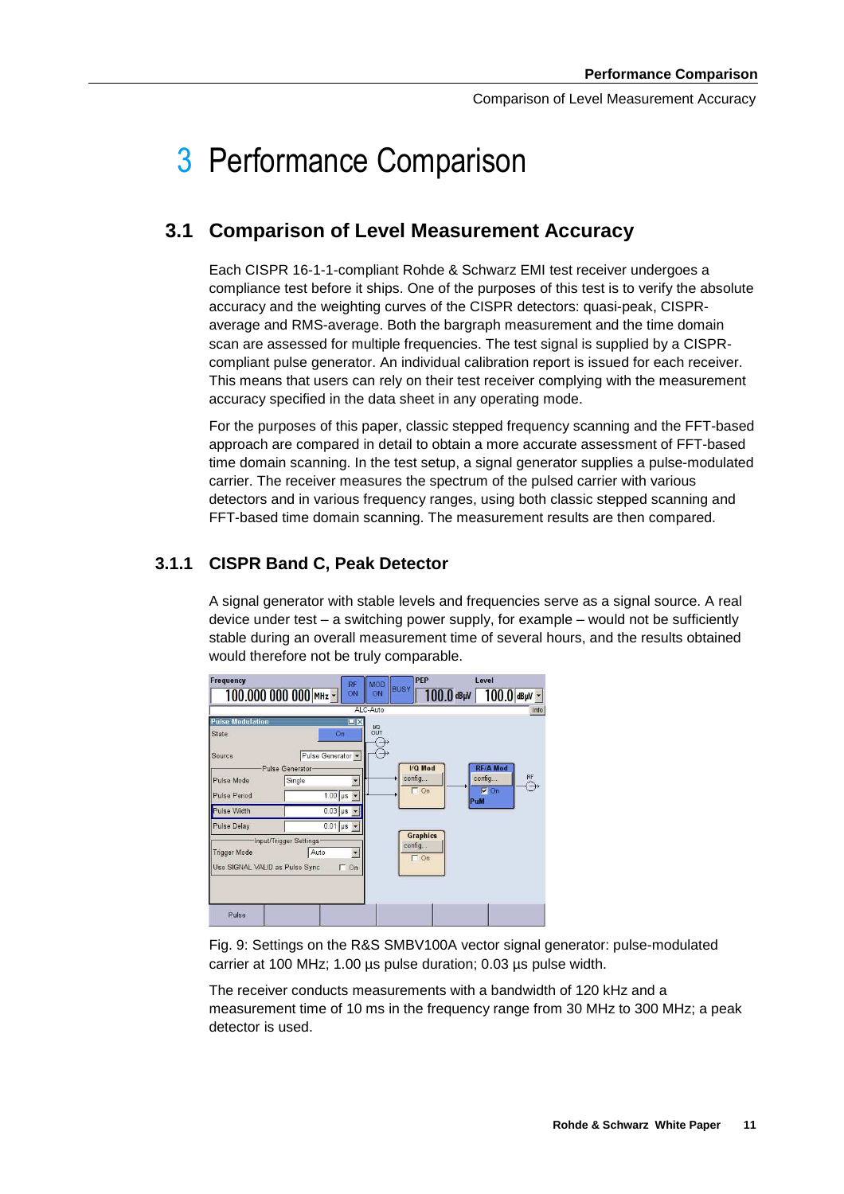// Copyright 2024 MyMarkdownConverter. Output strictly follows the page's visible text.
# 3 Performance Comparison

## 3.1 Comparison of Level Measurement Accuracy

Each CISPR 16-1-1-compliant Rohde & Schwarz EMI test receiver undergoes a compliance test before it ships. One of the purposes of this test is to verify the absolute accuracy and the weighting curves of the CISPR detectors: quasi-peak, CISPR-average and RMS-average. Both the bargraph measurement and the time domain scan are assessed for multiple frequencies. The test signal is supplied by a CISPR-compliant pulse generator. An individual calibration report is issued for each receiver. This means that users can rely on their test receiver complying with the measurement accuracy specified in the data sheet in any operating mode.

For the purposes of this paper, classic stepped frequency scanning and the FFT-based approach are compared in detail to obtain a more accurate assessment of FFT-based time domain scanning. In the test setup, a signal generator supplies a pulse-modulated carrier. The receiver measures the spectrum of the pulsed carrier with various detectors and in various frequency ranges, using both classic stepped scanning and FFT-based time domain scanning. The measurement results are then compared.

### 3.1.1 CISPR Band C, Peak Detector

A signal generator with stable levels and frequencies serve as a signal source. A real device under test – a switching power supply, for example – would not be sufficiently stable during an overall measurement time of several hours, and the results obtained would therefore not be truly comparable.

Fig. 9: Settings on the R&S SMBV100A vector signal generator: pulse-modulated carrier at 100 MHz; 1.00 µs pulse duration; 0.03 µs pulse width.

The receiver conducts measurements with a bandwidth of 120 kHz and a measurement time of 10 ms in the frequency range from 30 MHz to 300 MHz; a peak detector is used.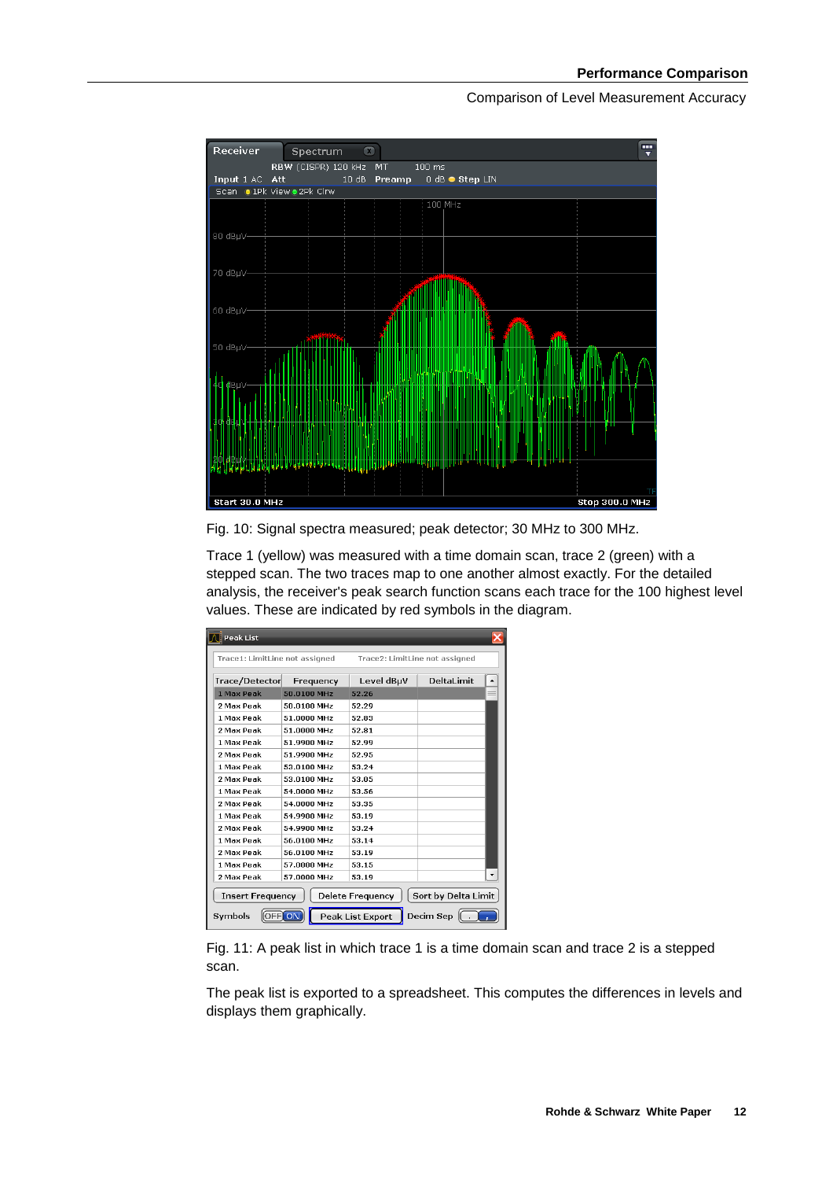Fig. 10: Signal spectra measured; peak detector; 30 MHz to 300 MHz.

Trace 1 (yellow) was measured with a time domain scan, trace 2 (green) with a stepped scan. The two traces map to one another almost exactly. For the detailed analysis, the receiver's peak search function scans each trace for the 100 highest level values. These are indicated by red symbols in the diagram.

Fig. 11: A peak list in which trace 1 is a time domain scan and trace 2 is a stepped scan.

The peak list is exported to a spreadsheet. This computes the differences in levels and displays them graphically.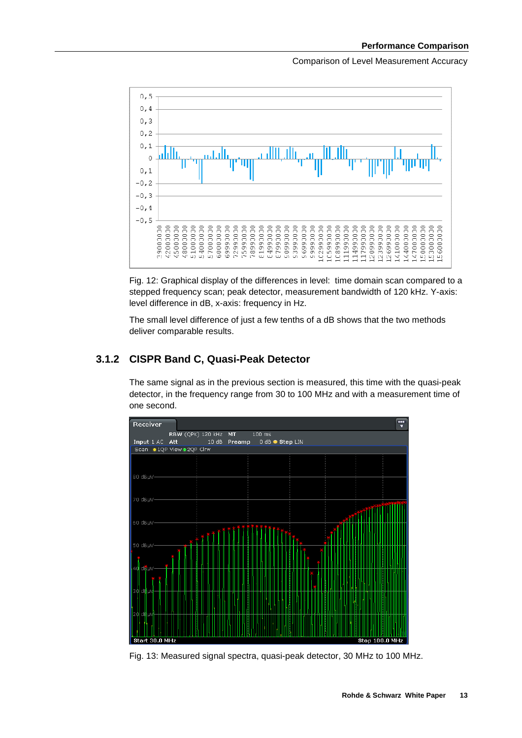Fig. 12: Graphical display of the differences in level: time domain scan compared to a stepped frequency scan; peak detector, measurement bandwidth of 120 kHz. Y-axis: level difference in dB, x-axis: frequency in Hz.

The small level difference of just a few tenths of a dB shows that the two methods deliver comparable results.

### 3.1.2 CISPR Band C, Quasi-Peak Detector

The same signal as in the previous section is measured, this time with the quasi-peak detector, in the frequency range from 30 to 100 MHz and with a measurement time of one second.

Fig. 13: Measured signal spectra, quasi-peak detector, 30 MHz to 100 MHz.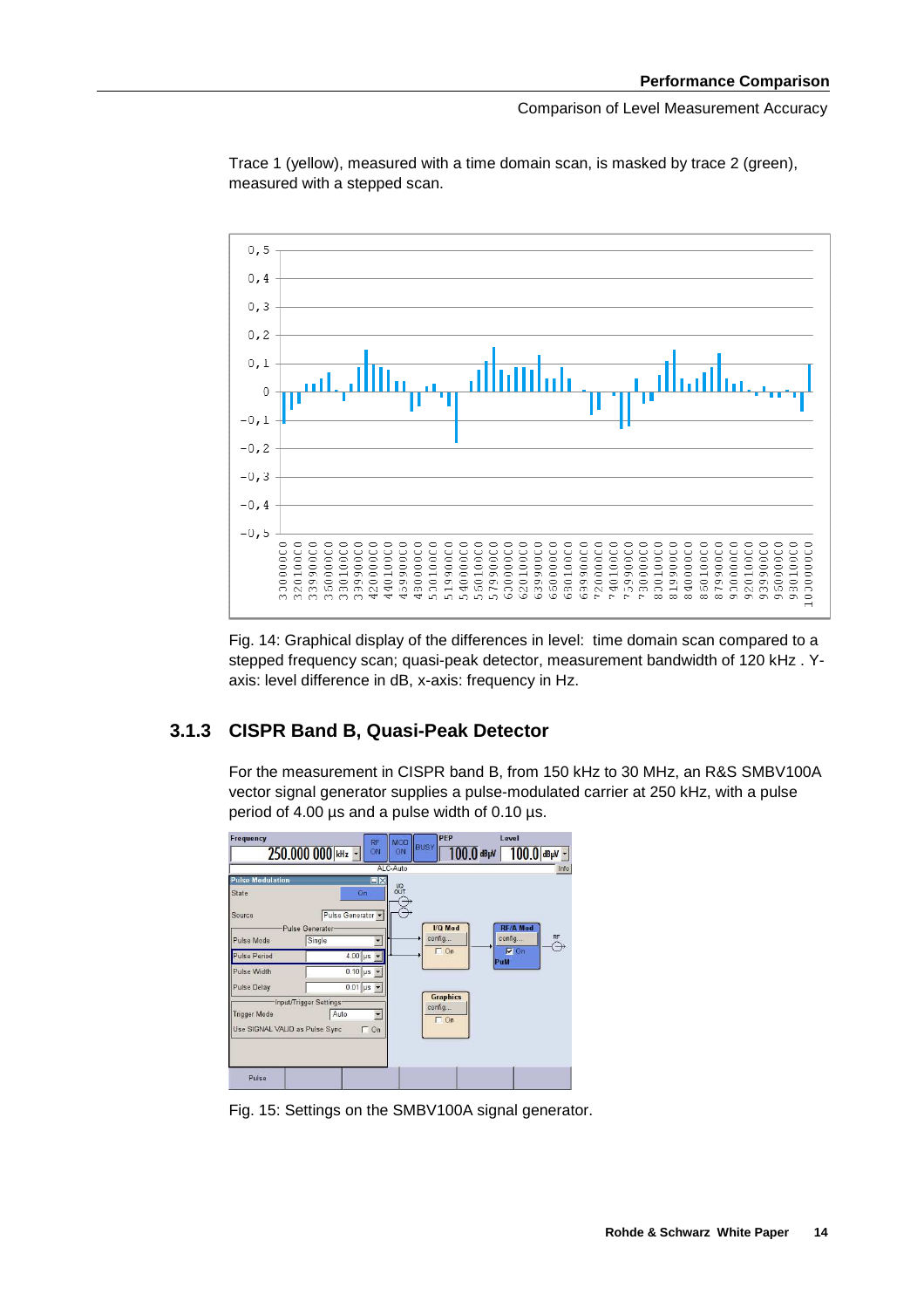Trace 1 (yellow), measured with a time domain scan, is masked by trace 2 (green), measured with a stepped scan.

Fig. 14: Graphical display of the differences in level: time domain scan compared to a stepped frequency scan; quasi-peak detector, measurement bandwidth of 120 kHz . Y-axis: level difference in dB, x-axis: frequency in Hz.

### 3.1.3 CISPR Band B, Quasi-Peak Detector

For the measurement in CISPR band B, from 150 kHz to 30 MHz, an R&S SMBV100A vector signal generator supplies a pulse-modulated carrier at 250 kHz, with a pulse period of 4.00 µs and a pulse width of 0.10 µs.

Fig. 15: Settings on the SMBV100A signal generator.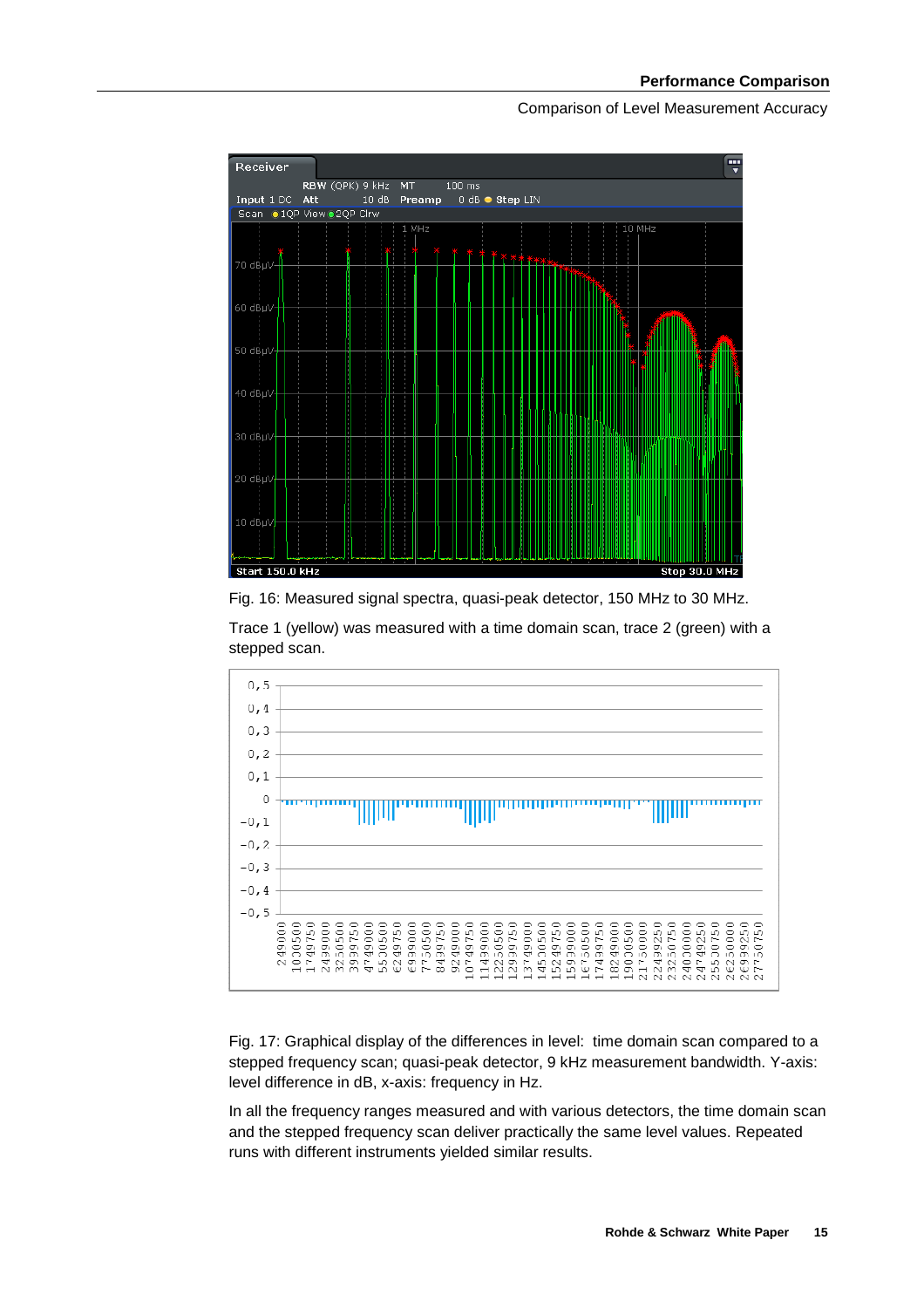Fig. 16: Measured signal spectra, quasi-peak detector, 150 MHz to 30 MHz.

Trace 1 (yellow) was measured with a time domain scan, trace 2 (green) with a stepped scan.

Fig. 17: Graphical display of the differences in level: time domain scan compared to a stepped frequency scan; quasi-peak detector, 9 kHz measurement bandwidth. Y-axis: level difference in dB, x-axis: frequency in Hz.

In all the frequency ranges measured and with various detectors, the time domain scan and the stepped frequency scan deliver practically the same level values. Repeated runs with different instruments yielded similar results.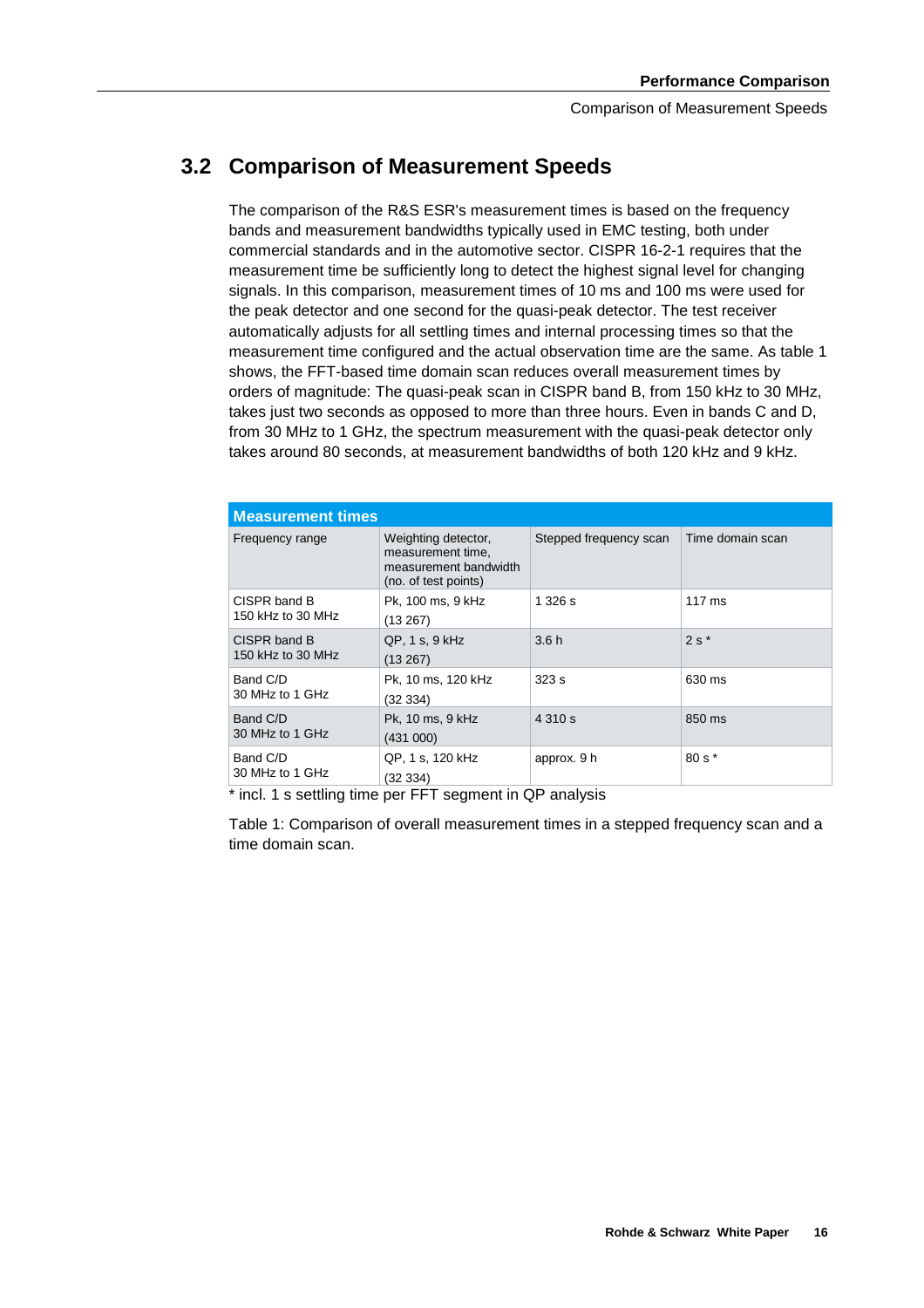## 3.2 Comparison of Measurement Speeds

The comparison of the R&S ESR's measurement times is based on the frequency bands and measurement bandwidths typically used in EMC testing, both under commercial standards and in the automotive sector. CISPR 16-2-1 requires that the measurement time be sufficiently long to detect the highest signal level for changing signals. In this comparison, measurement times of 10 ms and 100 ms were used for the peak detector and one second for the quasi-peak detector. The test receiver automatically adjusts for all settling times and internal processing times so that the measurement time configured and the actual observation time are the same. As table 1 shows, the FFT-based time domain scan reduces overall measurement times by orders of magnitude: The quasi-peak scan in CISPR band B, from 150 kHz to 30 MHz, takes just two seconds as opposed to more than three hours. Even in bands C and D, from 30 MHz to 1 GHz, the spectrum measurement with the quasi-peak detector only takes around 80 seconds, at measurement bandwidths of both 120 kHz and 9 kHz.

| **Measurement times** | | | |
|---|---|---|---|
| Frequency range | Weighting detector, measurement time, measurement bandwidth (no. of test points) | Stepped frequency scan | Time domain scan |
| CISPR band B 150 kHz to 30 MHz | Pk, 100 ms, 9 kHz (13 267) | 1 326 s | 117 ms |
| CISPR band B 150 kHz to 30 MHz | QP, 1 s, 9 kHz (13 267) | 3.6 h | 2 s * |
| Band C/D 30 MHz to 1 GHz | Pk, 10 ms, 120 kHz (32 334) | 323 s | 630 ms |
| Band C/D 30 MHz to 1 GHz | Pk, 10 ms, 9 kHz (431 000) | 4 310 s | 850 ms |
| Band C/D 30 MHz to 1 GHz | QP, 1 s, 120 kHz (32 334) | approx. 9 h | 80 s * |

* incl. 1 s settling time per FFT segment in QP analysis

Table 1: Comparison of overall measurement times in a stepped frequency scan and a time domain scan.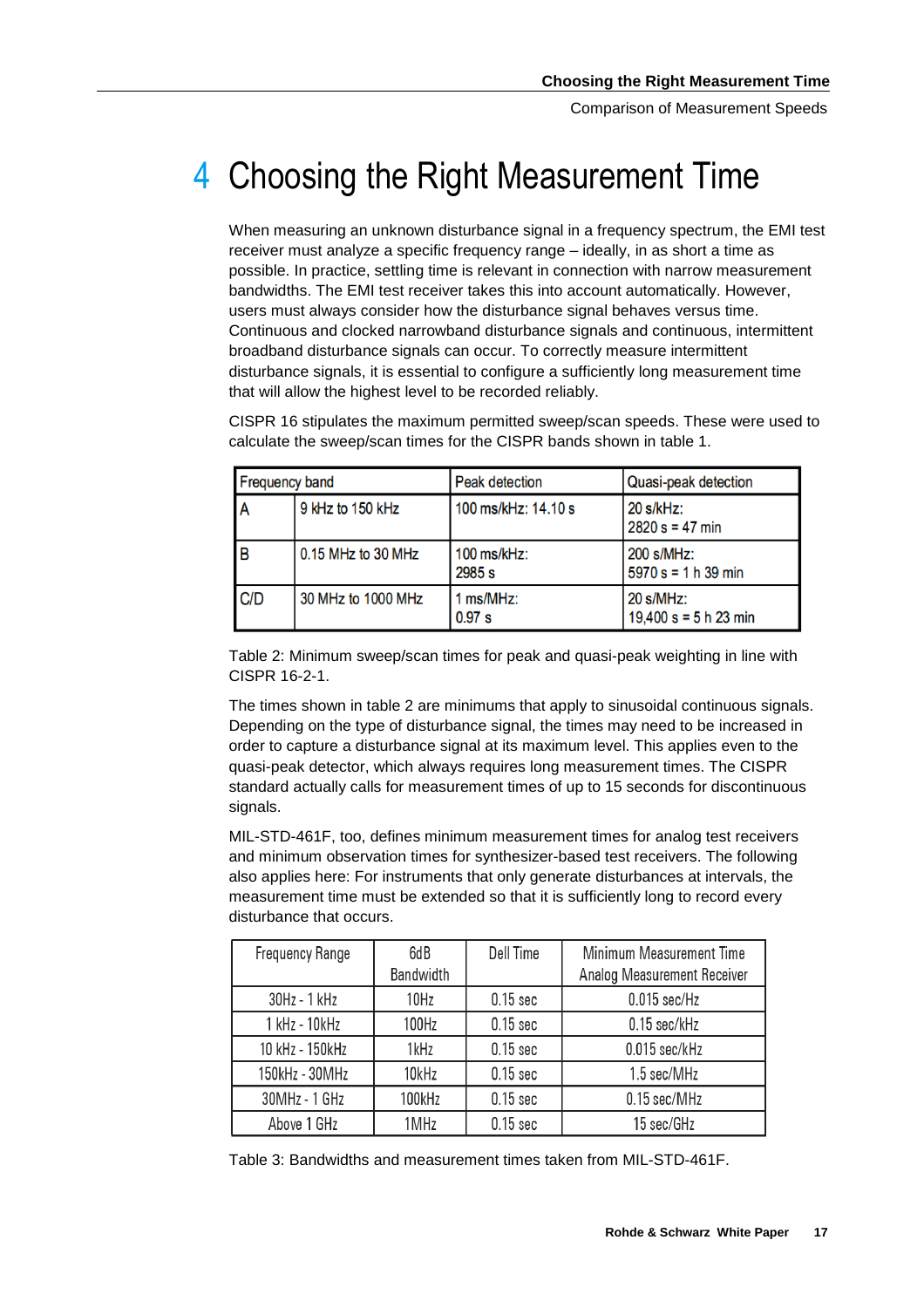# 4 Choosing the Right Measurement Time

When measuring an unknown disturbance signal in a frequency spectrum, the EMI test receiver must analyze a specific frequency range – ideally, in as short a time as possible. In practice, settling time is relevant in connection with narrow measurement bandwidths. The EMI test receiver takes this into account automatically. However, users must always consider how the disturbance signal behaves versus time. Continuous and clocked narrowband disturbance signals and continuous, intermittent broadband disturbance signals can occur. To correctly measure intermittent disturbance signals, it is essential to configure a sufficiently long measurement time that will allow the highest level to be recorded reliably.

CISPR 16 stipulates the maximum permitted sweep/scan speeds. These were used to calculate the sweep/scan times for the CISPR bands shown in table 1.

| Frequency band | | Peak detection | Quasi-peak detection |
|---|---|---|---|
| A | 9 kHz to 150 kHz | 100 ms/kHz: 14.10 s | 20 s/kHz:<br>2820 s = 47 min |
| B | 0.15 MHz to 30 MHz | 100 ms/kHz:<br>2985 s | 200 s/MHz:<br>5970 s = 1 h 39 min |
| C/D | 30 MHz to 1000 MHz | 1 ms/MHz:<br>0.97 s | 20 s/MHz:<br>19,400 s = 5 h 23 min |

Table 2: Minimum sweep/scan times for peak and quasi-peak weighting in line with CISPR 16-2-1.

The times shown in table 2 are minimums that apply to sinusoidal continuous signals. Depending on the type of disturbance signal, the times may need to be increased in order to capture a disturbance signal at its maximum level. This applies even to the quasi-peak detector, which always requires long measurement times. The CISPR standard actually calls for measurement times of up to 15 seconds for discontinuous signals.

MIL-STD-461F, too, defines minimum measurement times for analog test receivers and minimum observation times for synthesizer-based test receivers. The following also applies here: For instruments that only generate disturbances at intervals, the measurement time must be extended so that it is sufficiently long to record every disturbance that occurs.

| Frequency Range | 6dB Bandwidth | Dell Time | Minimum Measurement Time Analog Measurement Receiver |
|---|---|---|---|
| 30Hz - 1 kHz | 10Hz | 0.15 sec | 0.015 sec/Hz |
| 1 kHz - 10kHz | 100Hz | 0.15 sec | 0.15 sec/kHz |
| 10 kHz - 150kHz | 1kHz | 0.15 sec | 0.015 sec/kHz |
| 150kHz - 30MHz | 10kHz | 0.15 sec | 1.5 sec/MHz |
| 30MHz - 1 GHz | 100kHz | 0.15 sec | 0.15 sec/MHz |
| Above 1 GHz | 1MHz | 0.15 sec | 15 sec/GHz |

Table 3: Bandwidths and measurement times taken from MIL-STD-461F.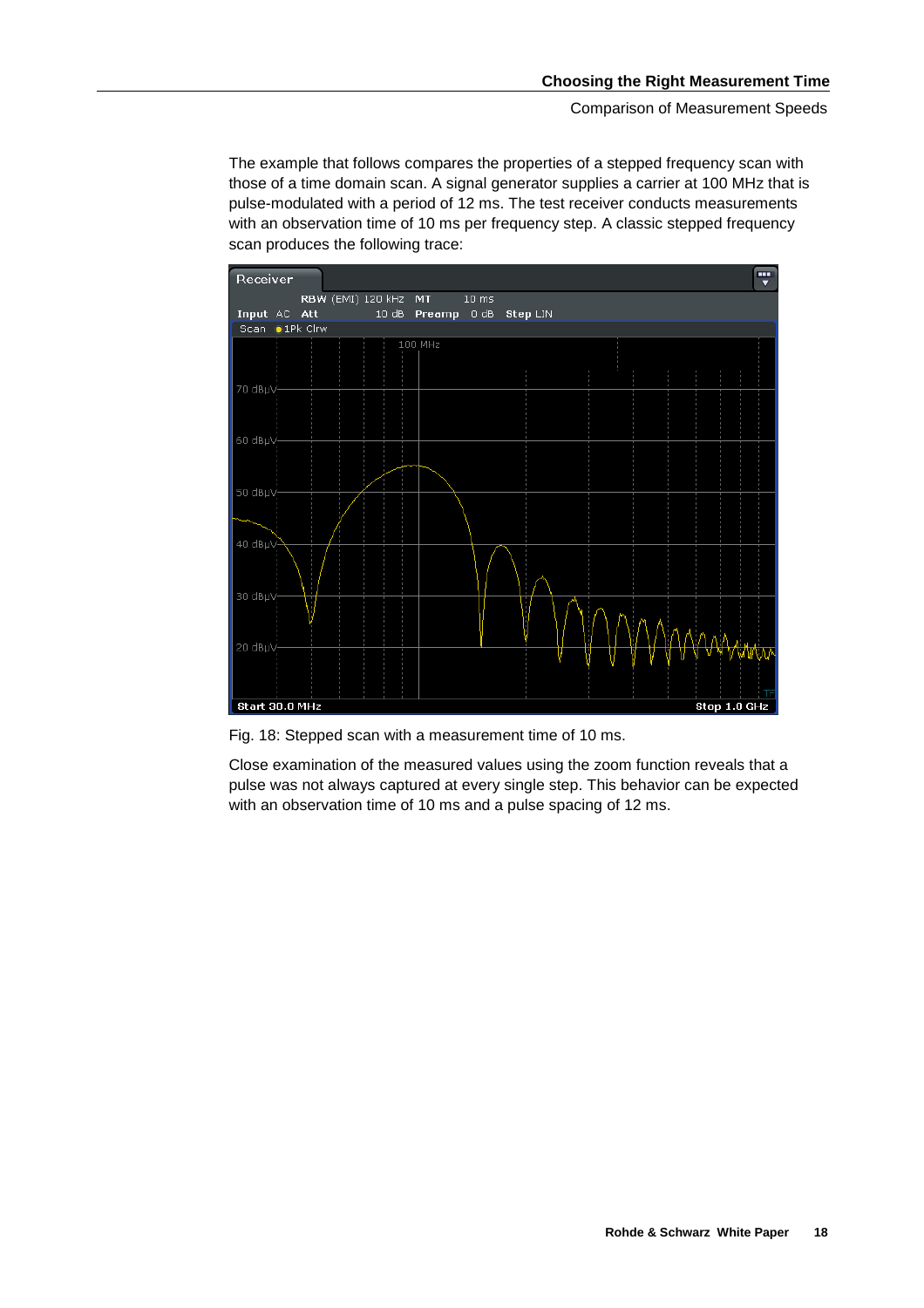The example that follows compares the properties of a stepped frequency scan with those of a time domain scan. A signal generator supplies a carrier at 100 MHz that is pulse-modulated with a period of 12 ms. The test receiver conducts measurements with an observation time of 10 ms per frequency step. A classic stepped frequency scan produces the following trace:

Fig. 18: Stepped scan with a measurement time of 10 ms.

Close examination of the measured values using the zoom function reveals that a pulse was not always captured at every single step. This behavior can be expected with an observation time of 10 ms and a pulse spacing of 12 ms.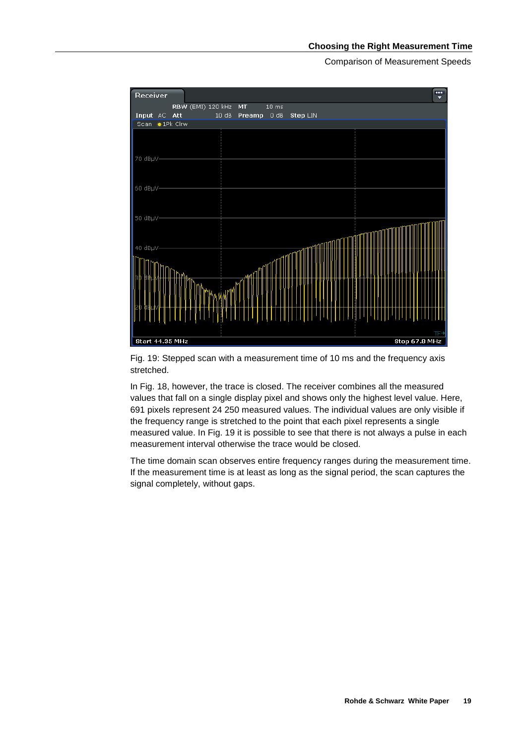Fig. 19: Stepped scan with a measurement time of 10 ms and the frequency axis stretched.

In Fig. 18, however, the trace is closed. The receiver combines all the measured values that fall on a single display pixel and shows only the highest level value. Here, 691 pixels represent 24 250 measured values. The individual values are only visible if the frequency range is stretched to the point that each pixel represents a single measured value. In Fig. 19 it is possible to see that there is not always a pulse in each measurement interval otherwise the trace would be closed.

The time domain scan observes entire frequency ranges during the measurement time. If the measurement time is at least as long as the signal period, the scan captures the signal completely, without gaps.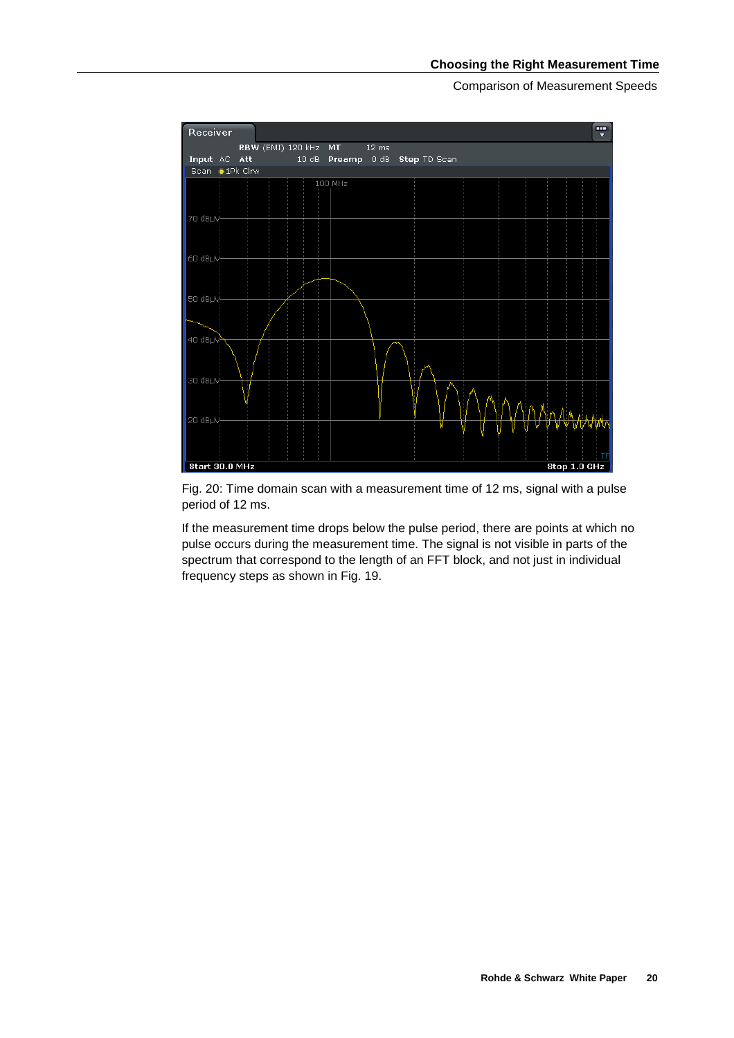Fig. 20: Time domain scan with a measurement time of 12 ms, signal with a pulse period of 12 ms.

If the measurement time drops below the pulse period, there are points at which no pulse occurs during the measurement time. The signal is not visible in parts of the spectrum that correspond to the length of an FFT block, and not just in individual frequency steps as shown in Fig. 19.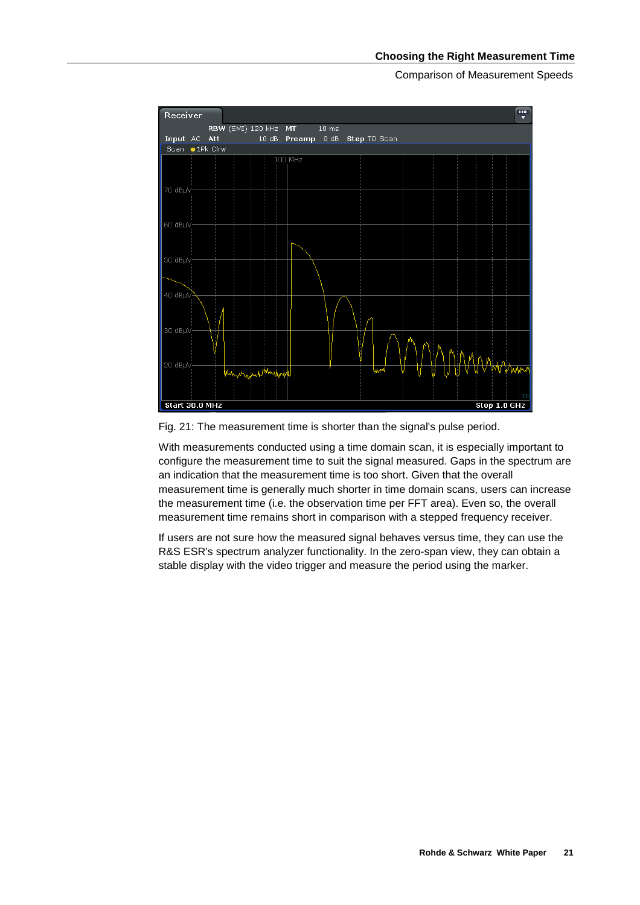Fig. 21: The measurement time is shorter than the signal's pulse period.

With measurements conducted using a time domain scan, it is especially important to configure the measurement time to suit the signal measured. Gaps in the spectrum are an indication that the measurement time is too short. Given that the overall measurement time is generally much shorter in time domain scans, users can increase the measurement time (i.e. the observation time per FFT area). Even so, the overall measurement time remains short in comparison with a stepped frequency receiver.

If users are not sure how the measured signal behaves versus time, they can use the R&S ESR's spectrum analyzer functionality. In the zero-span view, they can obtain a stable display with the video trigger and measure the period using the marker.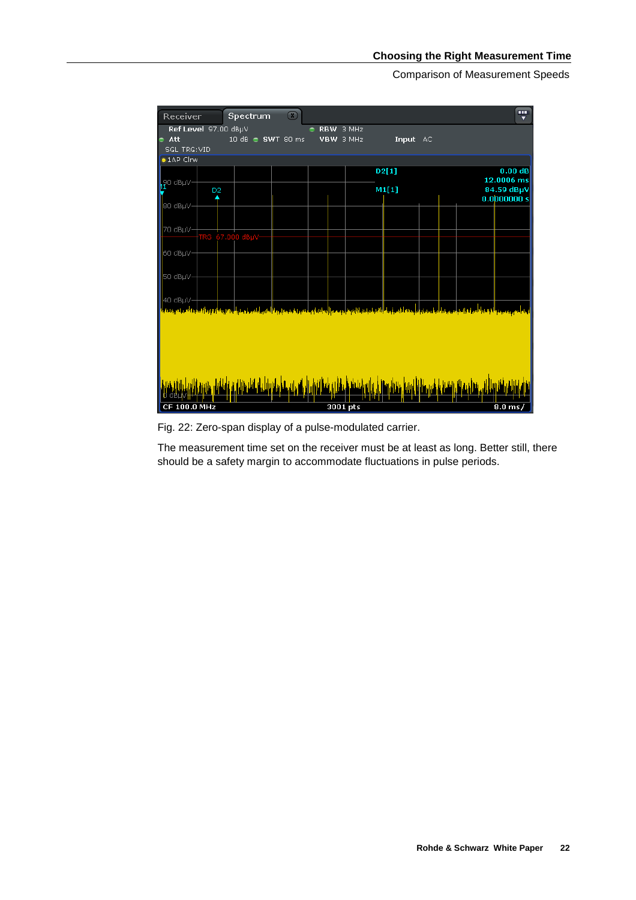Fig. 22: Zero-span display of a pulse-modulated carrier.

The measurement time set on the receiver must be at least as long. Better still, there should be a safety margin to accommodate fluctuations in pulse periods.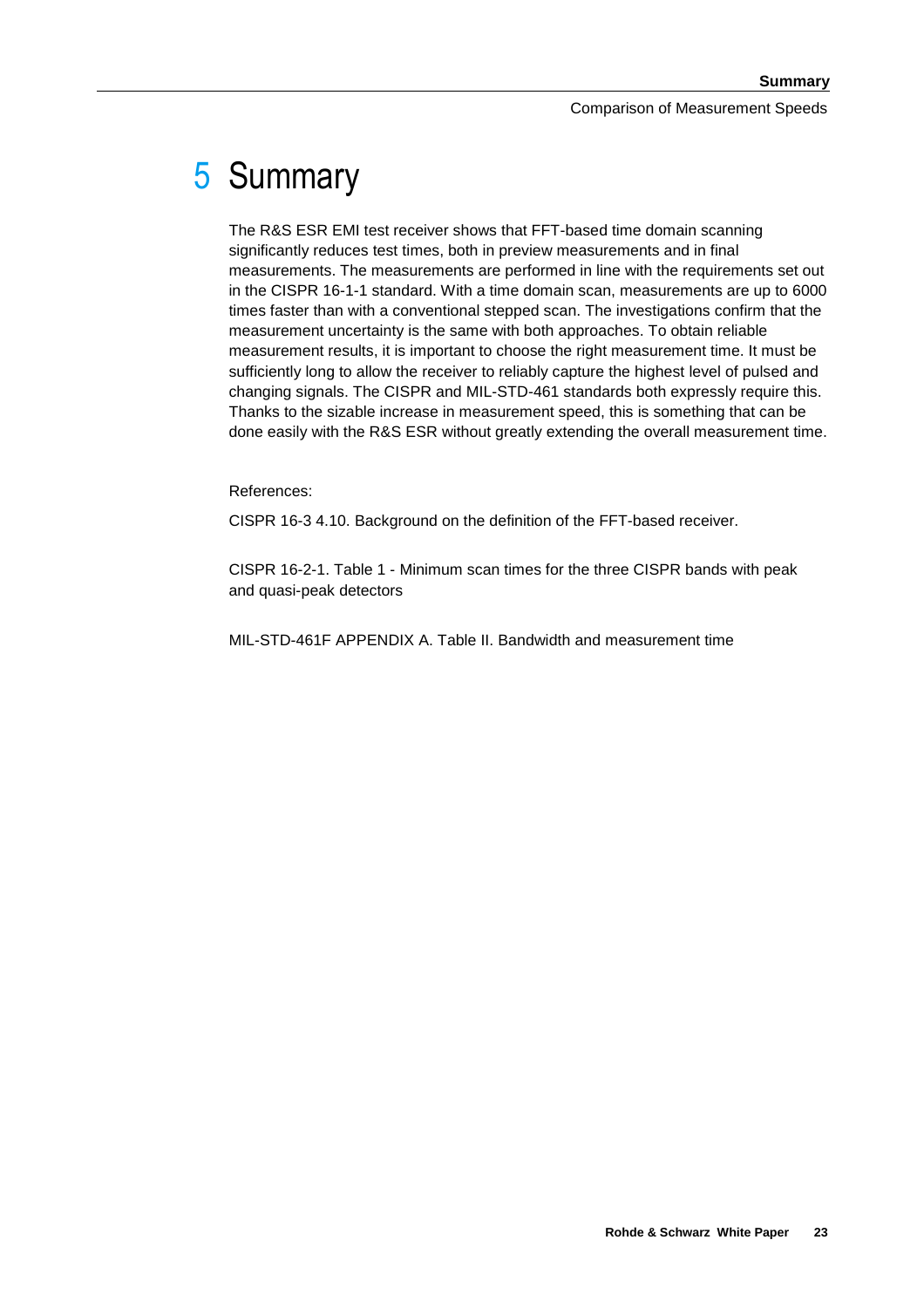# 5 Summary

The R&S ESR EMI test receiver shows that FFT-based time domain scanning significantly reduces test times, both in preview measurements and in final measurements. The measurements are performed in line with the requirements set out in the CISPR 16-1-1 standard. With a time domain scan, measurements are up to 6000 times faster than with a conventional stepped scan. The investigations confirm that the measurement uncertainty is the same with both approaches. To obtain reliable measurement results, it is important to choose the right measurement time. It must be sufficiently long to allow the receiver to reliably capture the highest level of pulsed and changing signals. The CISPR and MIL-STD-461 standards both expressly require this. Thanks to the sizable increase in measurement speed, this is something that can be done easily with the R&S ESR without greatly extending the overall measurement time.

References:

CISPR 16-3 4.10. Background on the definition of the FFT-based receiver.

CISPR 16-2-1. Table 1 - Minimum scan times for the three CISPR bands with peak and quasi-peak detectors

MIL-STD-461F APPENDIX A. Table II. Bandwidth and measurement time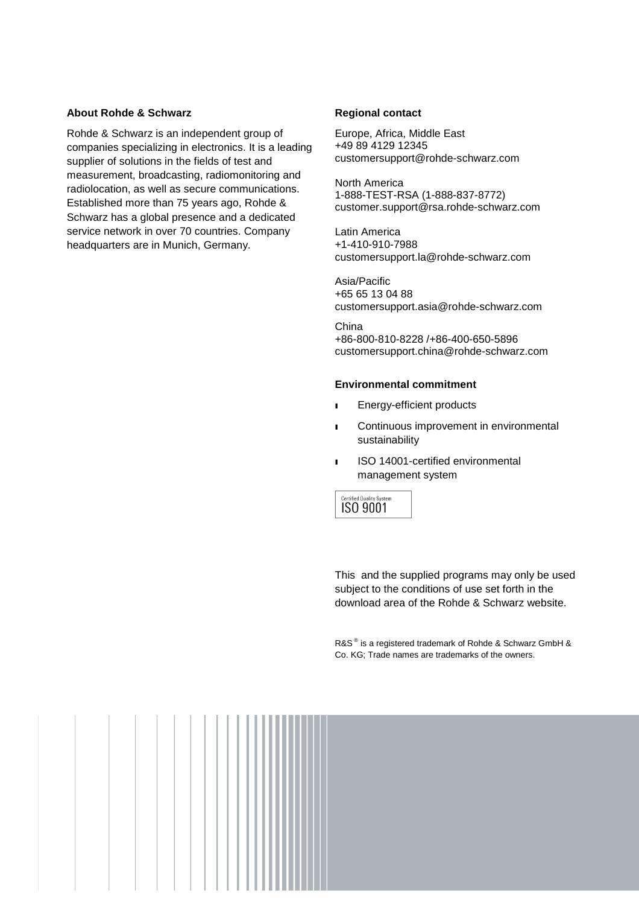**About Rohde & Schwarz**

Rohde & Schwarz is an independent group of companies specializing in electronics. It is a leading supplier of solutions in the fields of test and measurement, broadcasting, radiomonitoring and radiolocation, as well as secure communications. Established more than 75 years ago, Rohde & Schwarz has a global presence and a dedicated service network in over 70 countries. Company headquarters are in Munich, Germany.

**Regional contact**

Europe, Africa, Middle East
+49 89 4129 12345
customersupport@rohde-schwarz.com

North America
1-888-TEST-RSA (1-888-837-8772)
customer.support@rsa.rohde-schwarz.com

Latin America
+1-410-910-7988
customersupport.la@rohde-schwarz.com

Asia/Pacific
+65 65 13 04 88
customersupport.asia@rohde-schwarz.com

China
+86-800-810-8228 /+86-400-650-5896
customersupport.china@rohde-schwarz.com

**Environmental commitment**

- Energy-efficient products
- Continuous improvement in environmental sustainability
- ISO 14001-certified environmental management system

Certified Quality System
ISO 9001

This and the supplied programs may only be used subject to the conditions of use set forth in the download area of the Rohde & Schwarz website.

R&S® is a registered trademark of Rohde & Schwarz GmbH & Co. KG; Trade names are trademarks of the owners.